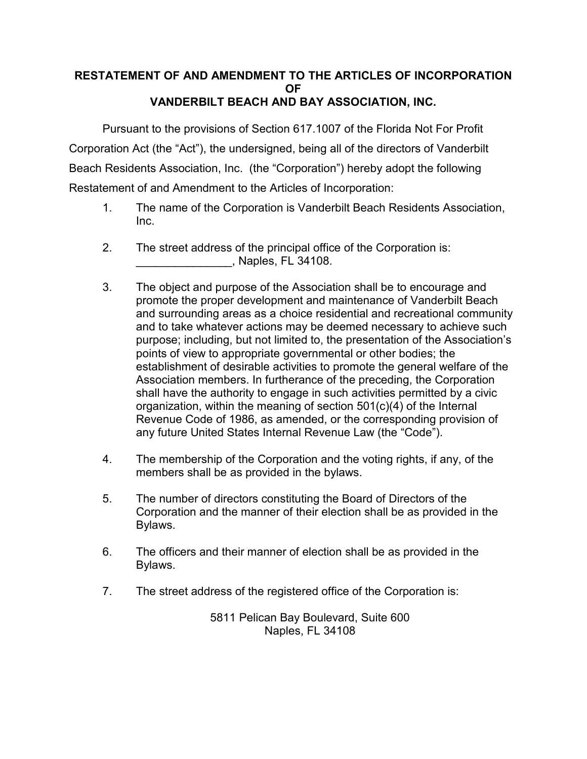**RESTATEMENT OF AND AMENDMENT TO THE ARTICLES OF INCORPORATION OF VANDERBILT BEACH AND BAY ASSOCIATION, INC.**

Pursuant to the provisions of Section 617.1007 of the Florida Not For Profit Corporation Act (the "Act"), the undersigned, being all of the directors of Vanderbilt Beach Residents Association, Inc. (the "Corporation") hereby adopt the following Restatement of and Amendment to the Articles of Incorporation:

1. The name of the Corporation is Vanderbilt Beach Residents Association, Inc.

2. The street address of the principal office of the Corporation is: _______________, Naples, FL 34108.

3. The object and purpose of the Association shall be to encourage and promote the proper development and maintenance of Vanderbilt Beach and surrounding areas as a choice residential and recreational community and to take whatever actions may be deemed necessary to achieve such purpose; including, but not limited to, the presentation of the Association's points of view to appropriate governmental or other bodies; the establishment of desirable activities to promote the general welfare of the Association members. In furtherance of the preceding, the Corporation shall have the authority to engage in such activities permitted by a civic organization, within the meaning of section 501(c)(4) of the Internal Revenue Code of 1986, as amended, or the corresponding provision of any future United States Internal Revenue Law (the "Code").

4. The membership of the Corporation and the voting rights, if any, of the members shall be as provided in the bylaws.

5. The number of directors constituting the Board of Directors of the Corporation and the manner of their election shall be as provided in the Bylaws.

6. The officers and their manner of election shall be as provided in the Bylaws.

7. The street address of the registered office of the Corporation is:

   5811 Pelican Bay Boulevard, Suite 600
   Naples, FL 34108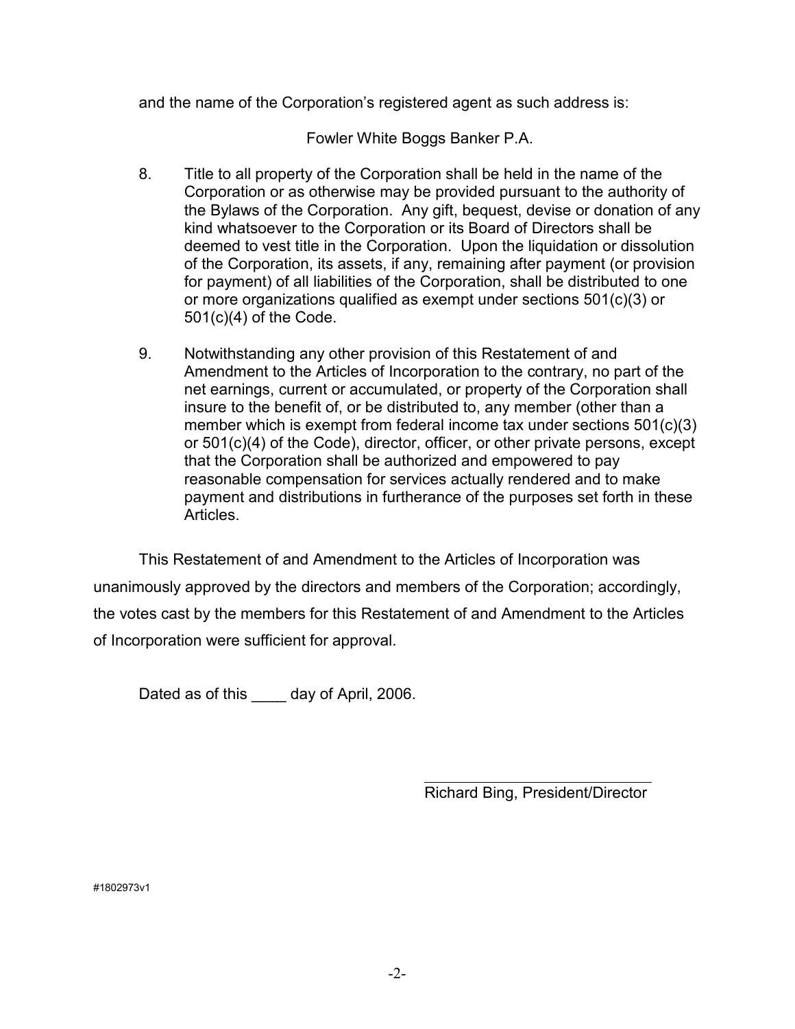and the name of the Corporation's registered agent as such address is:

Fowler White Boggs Banker P.A.

8. Title to all property of the Corporation shall be held in the name of the Corporation or as otherwise may be provided pursuant to the authority of the Bylaws of the Corporation. Any gift, bequest, devise or donation of any kind whatsoever to the Corporation or its Board of Directors shall be deemed to vest title in the Corporation. Upon the liquidation or dissolution of the Corporation, its assets, if any, remaining after payment (or provision for payment) of all liabilities of the Corporation, shall be distributed to one or more organizations qualified as exempt under sections 501(c)(3) or 501(c)(4) of the Code.

9. Notwithstanding any other provision of this Restatement of and Amendment to the Articles of Incorporation to the contrary, no part of the net earnings, current or accumulated, or property of the Corporation shall insure to the benefit of, or be distributed to, any member (other than a member which is exempt from federal income tax under sections 501(c)(3) or 501(c)(4) of the Code), director, officer, or other private persons, except that the Corporation shall be authorized and empowered to pay reasonable compensation for services actually rendered and to make payment and distributions in furtherance of the purposes set forth in these Articles.

This Restatement of and Amendment to the Articles of Incorporation was unanimously approved by the directors and members of the Corporation; accordingly, the votes cast by the members for this Restatement of and Amendment to the Articles of Incorporation were sufficient for approval.

Dated as of this ____ day of April, 2006.

______________________________
Richard Bing, President/Director

#1802973v1